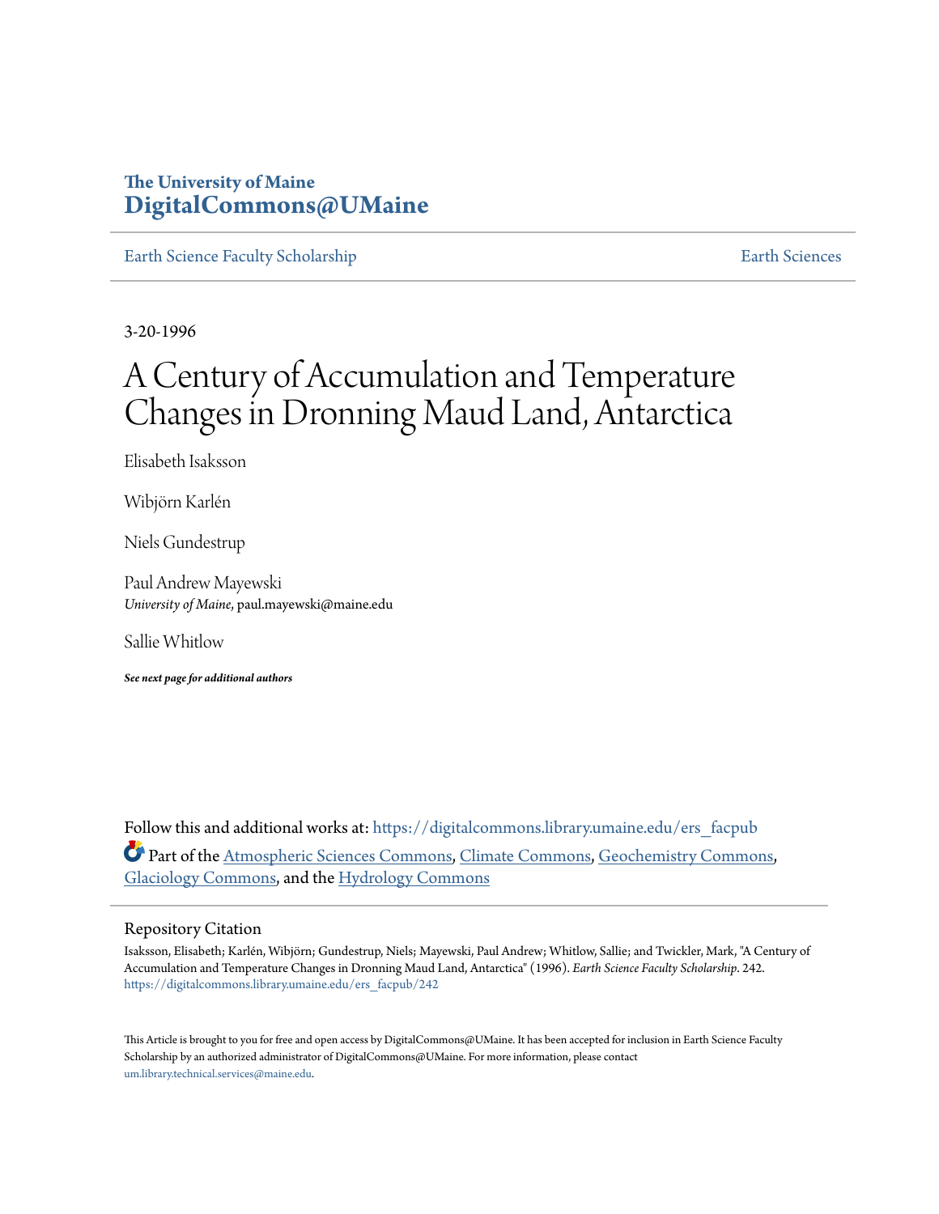The University of Maine
**DigitalCommons@UMaine**

Earth Science Faculty Scholarship | Earth Sciences

3-20-1996

# A Century of Accumulation and Temperature Changes in Dronning Maud Land, Antarctica

Elisabeth Isaksson

Wibjörn Karlén

Niels Gundestrup

Paul Andrew Mayewski
*University of Maine*, paul.mayewski@maine.edu

Sallie Whitlow

***See next page for additional authors***

Follow this and additional works at: https://digitalcommons.library.umaine.edu/ers_facpub

Part of the Atmospheric Sciences Commons, Climate Commons, Geochemistry Commons, Glaciology Commons, and the Hydrology Commons

## Repository Citation

Isaksson, Elisabeth; Karlén, Wibjörn; Gundestrup, Niels; Mayewski, Paul Andrew; Whitlow, Sallie; and Twickler, Mark, "A Century of Accumulation and Temperature Changes in Dronning Maud Land, Antarctica" (1996). *Earth Science Faculty Scholarship*. 242.
https://digitalcommons.library.umaine.edu/ers_facpub/242

This Article is brought to you for free and open access by DigitalCommons@UMaine. It has been accepted for inclusion in Earth Science Faculty Scholarship by an authorized administrator of DigitalCommons@UMaine. For more information, please contact um.library.technical.services@maine.edu.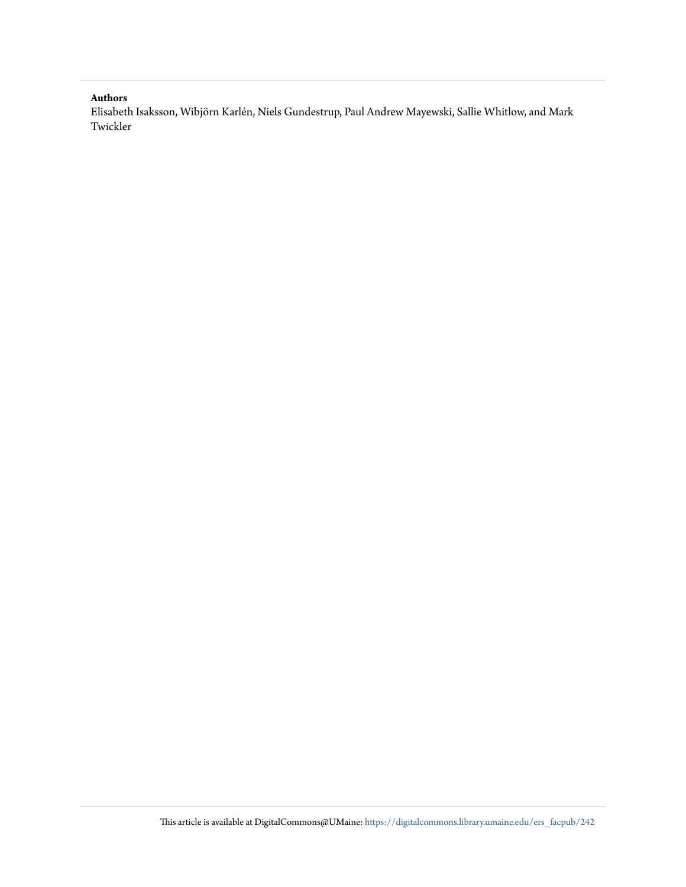**Authors**

Elisabeth Isaksson, Wibjörn Karlén, Niels Gundestrup, Paul Andrew Mayewski, Sallie Whitlow, and Mark Twickler

This article is available at DigitalCommons@UMaine: https://digitalcommons.library.umaine.edu/ers_facpub/242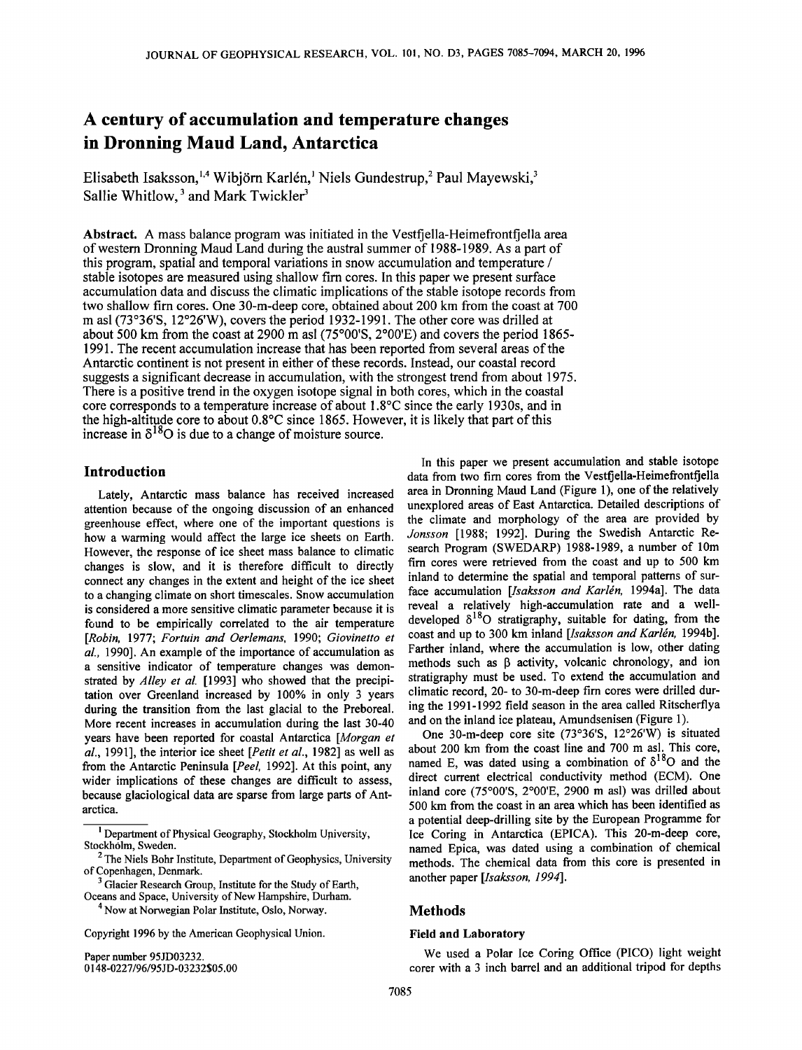# A century of accumulation and temperature changes in Dronning Maud Land, Antarctica

Elisabeth Isaksson,[1,4] Wibjörn Karlén,[1] Niels Gundestrup,[2] Paul Mayewski,[3] Sallie Whitlow,[3] and Mark Twickler[3]

**Abstract.** A mass balance program was initiated in the Vestfjella-Heimefrontfjella area of western Dronning Maud Land during the austral summer of 1988-1989. As a part of this program, spatial and temporal variations in snow accumulation and temperature / stable isotopes are measured using shallow firn cores. In this paper we present surface accumulation data and discuss the climatic implications of the stable isotope records from two shallow firn cores. One 30-m-deep core, obtained about 200 km from the coast at 700 m asl (73°36'S, 12°26'W), covers the period 1932-1991. The other core was drilled at about 500 km from the coast at 2900 m asl (75°00'S, 2°00'E) and covers the period 1865-1991. The recent accumulation increase that has been reported from several areas of the Antarctic continent is not present in either of these records. Instead, our coastal record suggests a significant decrease in accumulation, with the strongest trend from about 1975. There is a positive trend in the oxygen isotope signal in both cores, which in the coastal core corresponds to a temperature increase of about 1.8°C since the early 1930s, and in the high-altitude core to about 0.8°C since 1865. However, it is likely that part of this increase in $\delta^{18}O$ is due to a change of moisture source.

## Introduction

Lately, Antarctic mass balance has received increased attention because of the ongoing discussion of an enhanced greenhouse effect, where one of the important questions is how a warming would affect the large ice sheets on Earth. However, the response of ice sheet mass balance to climatic changes is slow, and it is therefore difficult to directly connect any changes in the extent and height of the ice sheet to a changing climate on short timescales. Snow accumulation is considered a more sensitive climatic parameter because it is found to be empirically correlated to the air temperature [*Robin*, 1977; *Fortuin and Oerlemans*, 1990; *Giovinetto et al.*, 1990]. An example of the importance of accumulation as a sensitive indicator of temperature changes was demonstrated by *Alley et al.* [1993] who showed that the precipitation over Greenland increased by 100% in only 3 years during the transition from the last glacial to the Preboreal. More recent increases in accumulation during the last 30-40 years have been reported for coastal Antarctica [*Morgan et al.*, 1991], the interior ice sheet [*Petit et al.*, 1982] as well as from the Antarctic Peninsula [*Peel*, 1992]. At this point, any wider implications of these changes are difficult to assess, because glaciological data are sparse from large parts of Antarctica.

[1] Department of Physical Geography, Stockholm University, Stockholm, Sweden.

[2] The Niels Bohr Institute, Department of Geophysics, University of Copenhagen, Denmark.

[3] Glacier Research Group, Institute for the Study of Earth, Oceans and Space, University of New Hampshire, Durham.

[4] Now at Norwegian Polar Institute, Oslo, Norway.

Copyright 1996 by the American Geophysical Union.

Paper number 95JD03232.
0148-0227/96/95JD-03232$05.00

In this paper we present accumulation and stable isotope data from two firn cores from the Vestfjella-Heimefrontfjella area in Dronning Maud Land (Figure 1), one of the relatively unexplored areas of East Antarctica. Detailed descriptions of the climate and morphology of the area are provided by *Jonsson* [1988; 1992]. During the Swedish Antarctic Research Program (SWEDARP) 1988-1989, a number of 10m firn cores were retrieved from the coast and up to 500 km inland to determine the spatial and temporal patterns of surface accumulation [*Isaksson and Karlén*, 1994a]. The data reveal a relatively high-accumulation rate and a well-developed $\delta^{18}O$ stratigraphy, suitable for dating, from the coast and up to 300 km inland [*Isaksson and Karlén*, 1994b]. Farther inland, where the accumulation is low, other dating methods such as $\beta$ activity, volcanic chronology, and ion stratigraphy must be used. To extend the accumulation and climatic record, 20- to 30-m-deep firn cores were drilled during the 1991-1992 field season in the area called Ritscherflya and on the inland ice plateau, Amundsenisen (Figure 1).

One 30-m-deep core site (73°36'S, 12°26'W) is situated about 200 km from the coast line and 700 m asl. This core, named E, was dated using a combination of $\delta^{18}O$ and the direct current electrical conductivity method (ECM). One inland core (75°00'S, 2°00'E, 2900 m asl) was drilled about 500 km from the coast in an area which has been identified as a potential deep-drilling site by the European Programme for Ice Coring in Antarctica (EPICA). This 20-m-deep core, named Epica, was dated using a combination of chemical methods. The chemical data from this core is presented in another paper [*Isaksson, 1994*].

## Methods

### Field and Laboratory

We used a Polar Ice Coring Office (PICO) light weight corer with a 3 inch barrel and an additional tripod for depths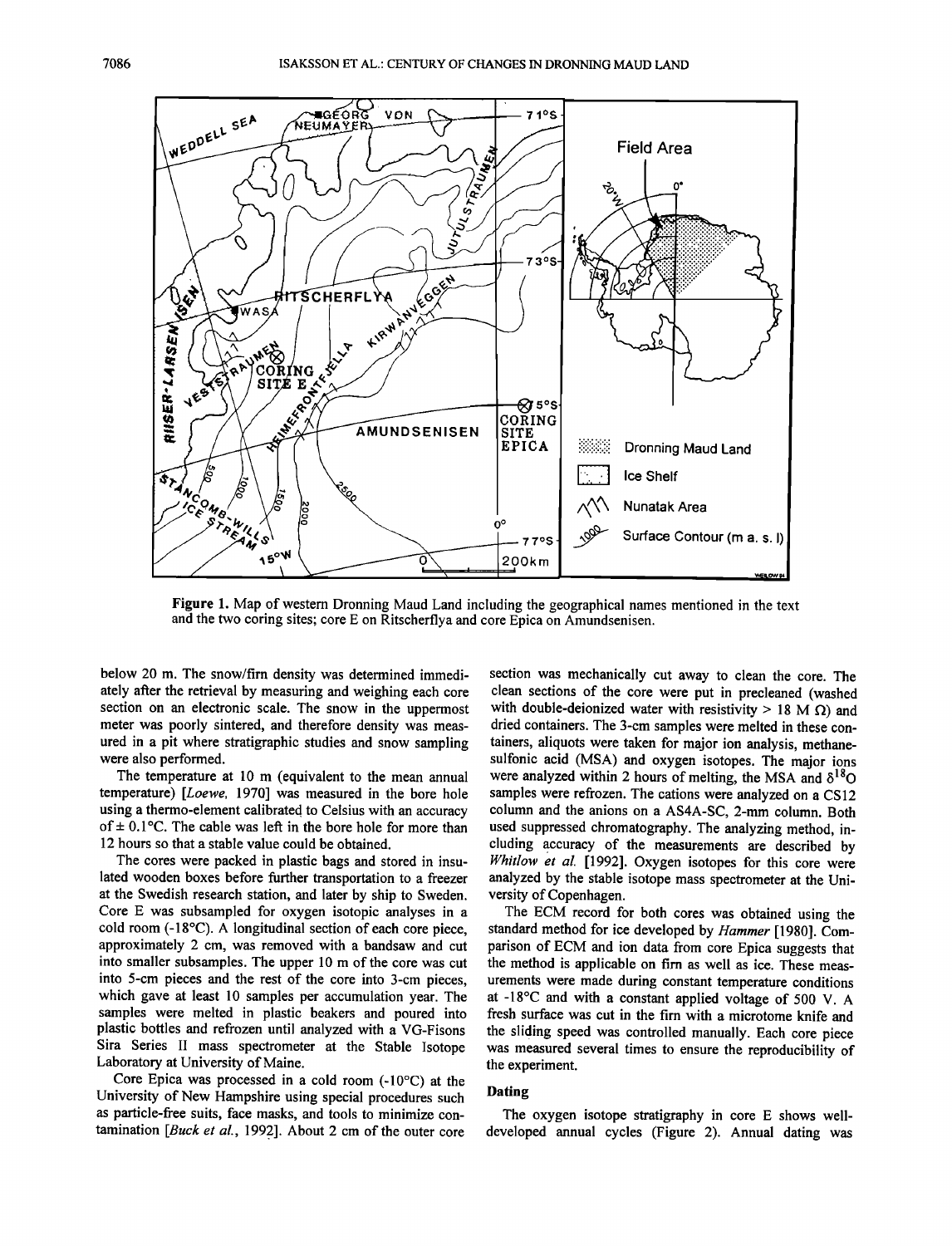Figure 1. Map of western Dronning Maud Land including the geographical names mentioned in the text and the two coring sites; core E on Ritscherflya and core Epica on Amundsenisen.

below 20 m. The snow/firn density was determined immediately after the retrieval by measuring and weighing each core section on an electronic scale. The snow in the uppermost meter was poorly sintered, and therefore density was measured in a pit where stratigraphic studies and snow sampling were also performed.

The temperature at 10 m (equivalent to the mean annual temperature) [*Loewe*, 1970] was measured in the bore hole using a thermo-element calibrated to Celsius with an accuracy of ± 0.1°C. The cable was left in the bore hole for more than 12 hours so that a stable value could be obtained.

The cores were packed in plastic bags and stored in insulated wooden boxes before further transportation to a freezer at the Swedish research station, and later by ship to Sweden. Core E was subsampled for oxygen isotopic analyses in a cold room (-18°C). A longitudinal section of each core piece, approximately 2 cm, was removed with a bandsaw and cut into smaller subsamples. The upper 10 m of the core was cut into 5-cm pieces and the rest of the core into 3-cm pieces, which gave at least 10 samples per accumulation year. The samples were melted in plastic beakers and poured into plastic bottles and refrozen until analyzed with a VG-Fisons Sira Series II mass spectrometer at the Stable Isotope Laboratory at University of Maine.

Core Epica was processed in a cold room (-10°C) at the University of New Hampshire using special procedures such as particle-free suits, face masks, and tools to minimize contamination [*Buck et al.*, 1992]. About 2 cm of the outer core section was mechanically cut away to clean the core. The clean sections of the core were put in precleaned (washed with double-deionized water with resistivity > 18 M Ω) and dried containers. The 3-cm samples were melted in these containers, aliquots were taken for major ion analysis, methanesulfonic acid (MSA) and oxygen isotopes. The major ions were analyzed within 2 hours of melting, the MSA and $\delta^{18}O$ samples were refrozen. The cations were analyzed on a CS12 column and the anions on a AS4A-SC, 2-mm column. Both used suppressed chromatography. The analyzing method, including accuracy of the measurements are described by *Whitlow et al.* [1992]. Oxygen isotopes for this core were analyzed by the stable isotope mass spectrometer at the University of Copenhagen.

The ECM record for both cores was obtained using the standard method for ice developed by *Hammer* [1980]. Comparison of ECM and ion data from core Epica suggests that the method is applicable on firn as well as ice. These measurements were made during constant temperature conditions at -18°C and with a constant applied voltage of 500 V. A fresh surface was cut in the firn with a microtome knife and the sliding speed was controlled manually. Each core piece was measured several times to ensure the reproducibility of the experiment.

### Dating

The oxygen isotope stratigraphy in core E shows well-developed annual cycles (Figure 2). Annual dating was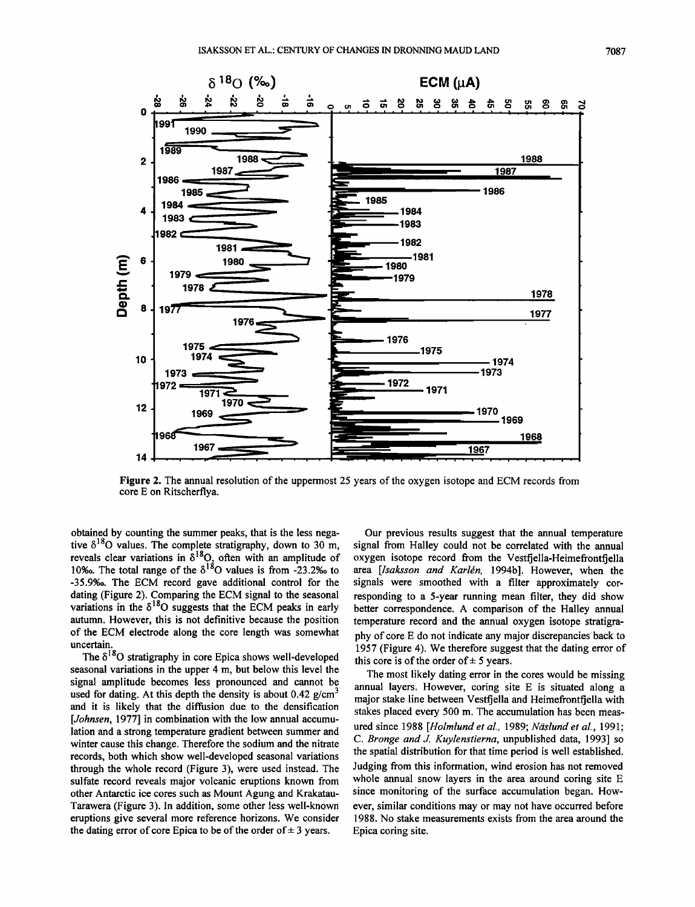Figure 2. The annual resolution of the uppermost 25 years of the oxygen isotope and ECM records from core E on Ritscherflya.

obtained by counting the summer peaks, that is the less negative $\delta^{18}O$ values. The complete stratigraphy, down to 30 m, reveals clear variations in $\delta^{18}O$, often with an amplitude of 10‰. The total range of the $\delta^{18}O$ values is from -23.2‰ to -35.9‰. The ECM record gave additional control for the dating (Figure 2). Comparing the ECM signal to the seasonal variations in the $\delta^{18}O$ suggests that the ECM peaks in early autumn. However, this is not definitive because the position of the ECM electrode along the core length was somewhat uncertain.

The $\delta^{18}O$ stratigraphy in core Epica shows well-developed seasonal variations in the upper 4 m, but below this level the signal amplitude becomes less pronounced and cannot be used for dating. At this depth the density is about 0.42 g/cm$^3$ and it is likely that the diffusion due to the densification [*Johnsen*, 1977] in combination with the low annual accumulation and a strong temperature gradient between summer and winter cause this change. Therefore the sodium and the nitrate records, both which show well-developed seasonal variations through the whole record (Figure 3), were used instead. The sulfate record reveals major volcanic eruptions known from other Antarctic ice cores such as Mount Agung and Krakatau-Tarawera (Figure 3). In addition, some other less well-known eruptions give several more reference horizons. We consider the dating error of core Epica to be of the order of ± 3 years.

Our previous results suggest that the annual temperature signal from Halley could not be correlated with the annual oxygen isotope record from the Vestfjella-Heimefrontfjella area [*Isaksson and Karlén*, 1994b]. However, when the signals were smoothed with a filter approximately corresponding to a 5-year running mean filter, they did show better correspondence. A comparison of the Halley annual temperature record and the annual oxygen isotope stratigraphy of core E do not indicate any major discrepancies back to 1957 (Figure 4). We therefore suggest that the dating error of this core is of the order of ± 5 years.

The most likely dating error in the cores would be missing annual layers. However, coring site E is situated along a major stake line between Vestfjella and Heimefrontfjella with stakes placed every 500 m. The accumulation has been measured since 1988 [*Holmlund et al.*, 1989; *Näslund et al.*, 1991; C. *Bronge and J. Kuylenstierna*, unpublished data, 1993] so the spatial distribution for that time period is well established. Judging from this information, wind erosion has not removed whole annual snow layers in the area around coring site E since monitoring of the surface accumulation began. However, similar conditions may or may not have occurred before 1988. No stake measurements exists from the area around the Epica coring site.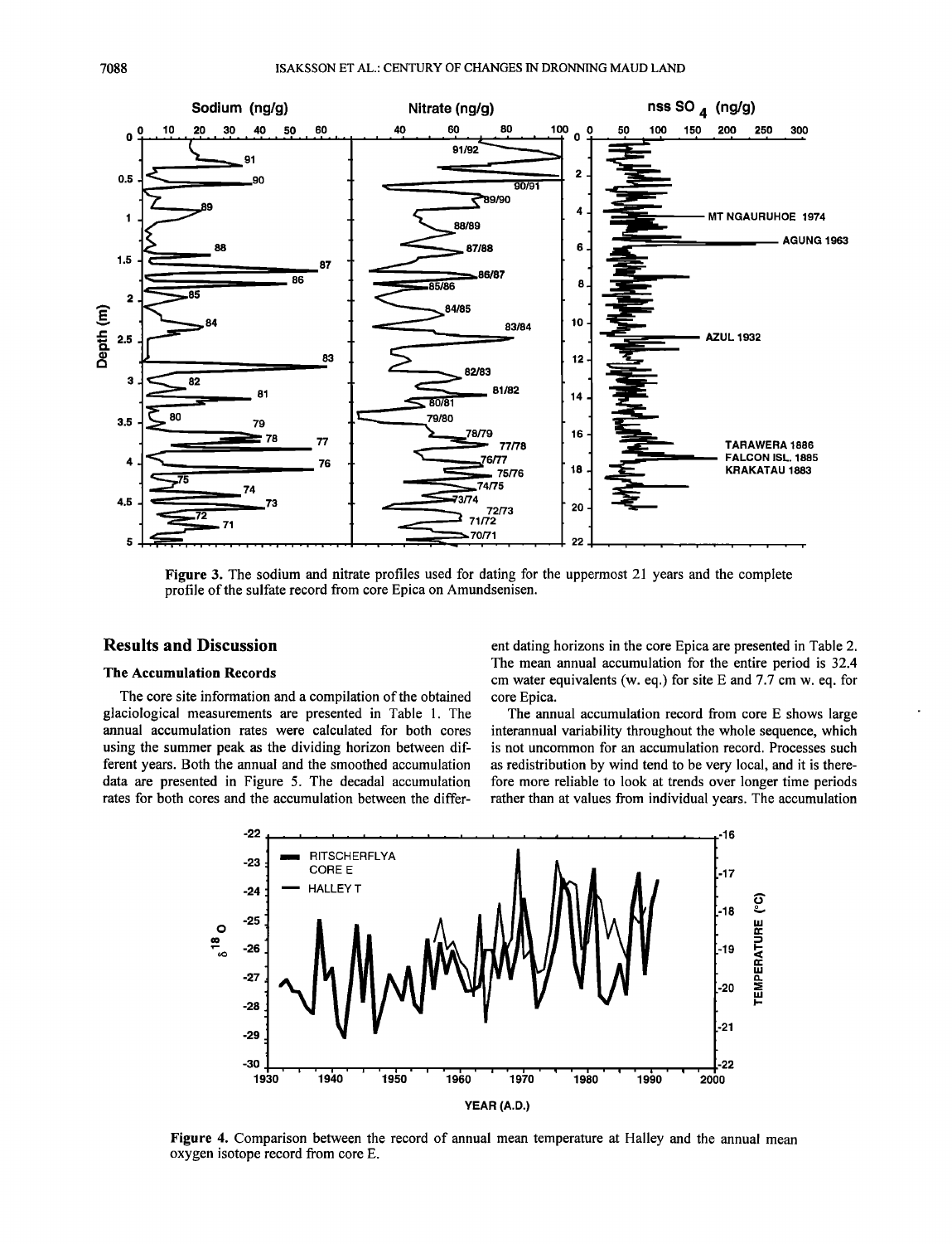Figure 3. The sodium and nitrate profiles used for dating for the uppermost 21 years and the complete profile of the sulfate record from core Epica on Amundsenisen.

## Results and Discussion

### The Accumulation Records

The core site information and a compilation of the obtained glaciological measurements are presented in Table 1. The annual accumulation rates were calculated for both cores using the summer peak as the dividing horizon between different years. Both the annual and the smoothed accumulation data are presented in Figure 5. The decadal accumulation rates for both cores and the accumulation between the different dating horizons in the core Epica are presented in Table 2. The mean annual accumulation for the entire period is 32.4 cm water equivalents (w. eq.) for site E and 7.7 cm w. eq. for core Epica.

The annual accumulation record from core E shows large interannual variability throughout the whole sequence, which is not uncommon for an accumulation record. Processes such as redistribution by wind tend to be very local, and it is therefore more reliable to look at trends over longer time periods rather than at values from individual years. The accumulation

Figure 4. Comparison between the record of annual mean temperature at Halley and the annual mean oxygen isotope record from core E.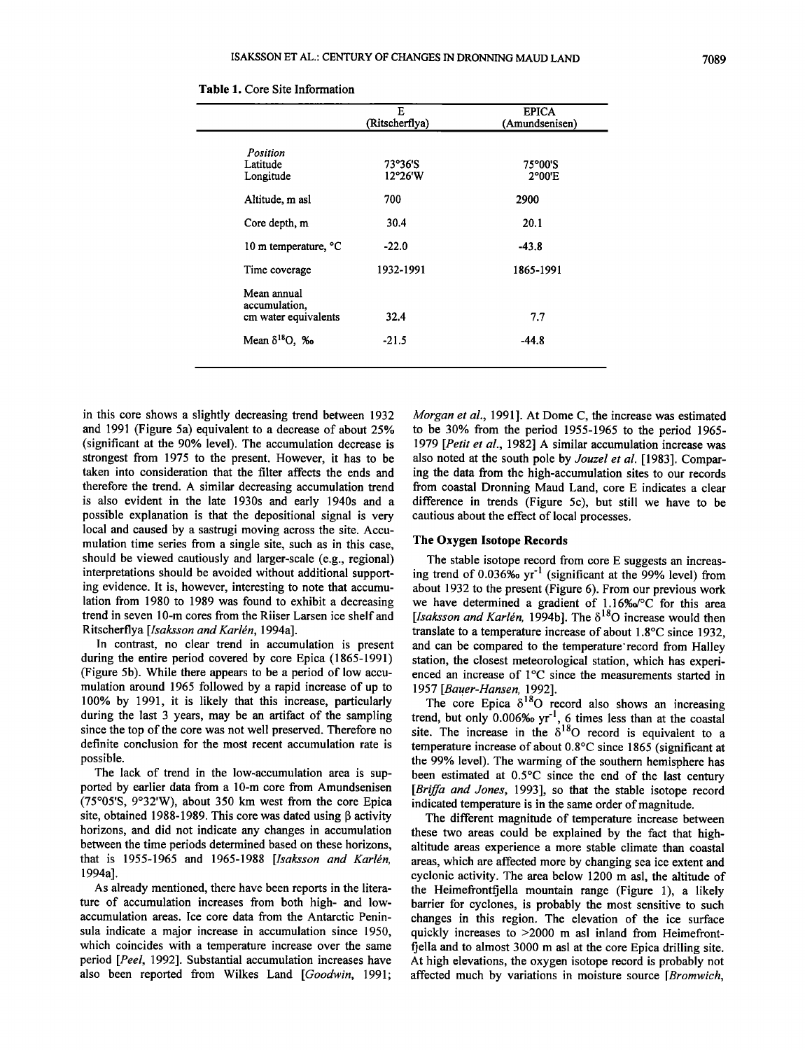**Table 1.** Core Site Information

| | E (Ritscherflya) | EPICA (Amundsenisen) |
|---|---|---|
| *Position* | | |
| Latitude | 73°36'S | 75°00'S |
| Longitude | 12°26'W | 2°00'E |
| Altitude, m asl | 700 | 2900 |
| Core depth, m | 30.4 | 20.1 |
| 10 m temperature, °C | -22.0 | -43.8 |
| Time coverage | 1932-1991 | 1865-1991 |
| Mean annual accumulation, cm water equivalents | 32.4 | 7.7 |
| Mean $\delta^{18}O$, ‰ | -21.5 | -44.8 |

in this core shows a slightly decreasing trend between 1932 and 1991 (Figure 5a) equivalent to a decrease of about 25% (significant at the 90% level). The accumulation decrease is strongest from 1975 to the present. However, it has to be taken into consideration that the filter affects the ends and therefore the trend. A similar decreasing accumulation trend is also evident in the late 1930s and early 1940s and a possible explanation is that the depositional signal is very local and caused by a sastrugi moving across the site. Accumulation time series from a single site, such as in this case, should be viewed cautiously and larger-scale (e.g., regional) interpretations should be avoided without additional supporting evidence. It is, however, interesting to note that accumulation from 1980 to 1989 was found to exhibit a decreasing trend in seven 10-m cores from the Riiser Larsen ice shelf and Ritscherflya [*Isaksson and Karlén*, 1994a].

In contrast, no clear trend in accumulation is present during the entire period covered by core Epica (1865-1991) (Figure 5b). While there appears to be a period of low accumulation around 1965 followed by a rapid increase of up to 100% by 1991, it is likely that this increase, particularly during the last 3 years, may be an artifact of the sampling since the top of the core was not well preserved. Therefore no definite conclusion for the most recent accumulation rate is possible.

The lack of trend in the low-accumulation area is supported by earlier data from a 10-m core from Amundsenisen (75°05'S, 9°32'W), about 350 km west from the core Epica site, obtained 1988-1989. This core was dated using β activity horizons, and did not indicate any changes in accumulation between the time periods determined based on these horizons, that is 1955-1965 and 1965-1988 [*Isaksson and Karlén*, 1994a].

As already mentioned, there have been reports in the literature of accumulation increases from both high- and low-accumulation areas. Ice core data from the Antarctic Peninsula indicate a major increase in accumulation since 1950, which coincides with a temperature increase over the same period [*Peel*, 1992]. Substantial accumulation increases have also been reported from Wilkes Land [*Goodwin*, 1991; *Morgan et al.*, 1991]. At Dome C, the increase was estimated to be 30% from the period 1955-1965 to the period 1965-1979 [*Petit et al.*, 1982] A similar accumulation increase was also noted at the south pole by *Jouzel et al.* [1983]. Comparing the data from the high-accumulation sites to our records from coastal Dronning Maud Land, core E indicates a clear difference in trends (Figure 5c), but still we have to be cautious about the effect of local processes.

## The Oxygen Isotope Records

The stable isotope record from core E suggests an increasing trend of 0.036‰ $yr^{-1}$ (significant at the 99% level) from about 1932 to the present (Figure 6). From our previous work we have determined a gradient of 1.16‰/°C for this area [*Isaksson and Karlén*, 1994b]. The $\delta^{18}O$ increase would then translate to a temperature increase of about 1.8°C since 1932, and can be compared to the temperature record from Halley station, the closest meteorological station, which has experienced an increase of 1°C since the measurements started in 1957 [*Bauer-Hansen*, 1992].

The core Epica $\delta^{18}O$ record also shows an increasing trend, but only 0.006‰ $yr^{-1}$, 6 times less than at the coastal site. The increase in the $\delta^{18}O$ record is equivalent to a temperature increase of about 0.8°C since 1865 (significant at the 99% level). The warming of the southern hemisphere has been estimated at 0.5°C since the end of the last century [*Briffa and Jones*, 1993], so that the stable isotope record indicated temperature is in the same order of magnitude.

The different magnitude of temperature increase between these two areas could be explained by the fact that high-altitude areas experience a more stable climate than coastal areas, which are affected more by changing sea ice extent and cyclonic activity. The area below 1200 m asl, the altitude of the Heimefrontfjella mountain range (Figure 1), a likely barrier for cyclones, is probably the most sensitive to such changes in this region. The elevation of the ice surface quickly increases to >2000 m asl inland from Heimefrontfjella and to almost 3000 m asl at the core Epica drilling site. At high elevations, the oxygen isotope record is probably not affected much by variations in moisture source [*Bromwich*,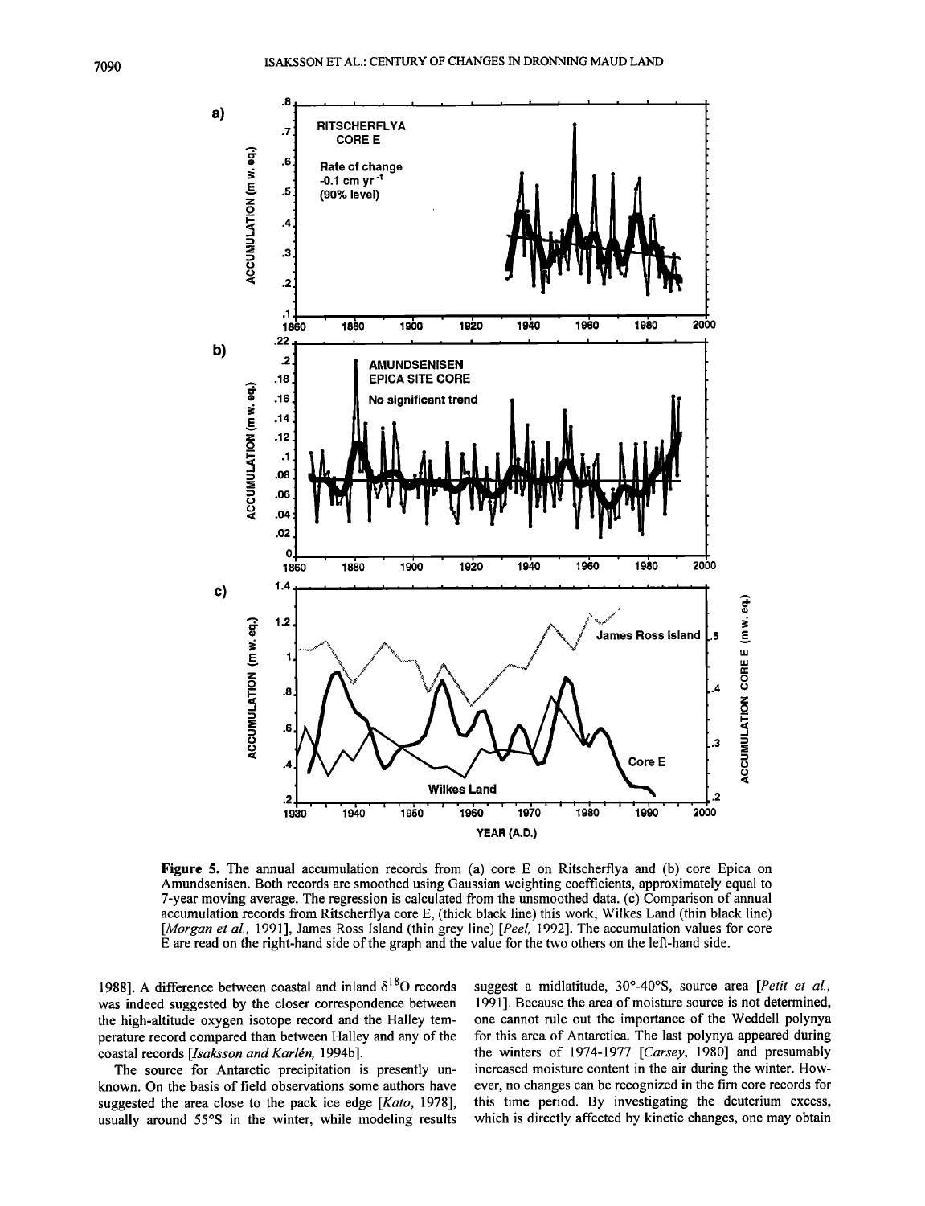**Figure 5.** The annual accumulation records from (a) core E on Ritscherflya and (b) core Epica on Amundsenisen. Both records are smoothed using Gaussian weighting coefficients, approximately equal to 7-year moving average. The regression is calculated from the unsmoothed data. (c) Comparison of annual accumulation records from Ritscherflya core E, (thick black line) this work, Wilkes Land (thin black line) [*Morgan et al.*, 1991], James Ross Island (thin grey line) [*Peel*, 1992]. The accumulation values for core E are read on the right-hand side of the graph and the value for the two others on the left-hand side.

1988]. A difference between coastal and inland $\delta^{18}O$ records was indeed suggested by the closer correspondence between the high-altitude oxygen isotope record and the Halley temperature record compared than between Halley and any of the coastal records [*Isaksson and Karlén*, 1994b].

The source for Antarctic precipitation is presently unknown. On the basis of field observations some authors have suggested the area close to the pack ice edge [*Kato*, 1978], usually around 55°S in the winter, while modeling results suggest a midlatitude, 30°-40°S, source area [*Petit et al.*, 1991]. Because the area of moisture source is not determined, one cannot rule out the importance of the Weddell polynya for this area of Antarctica. The last polynya appeared during the winters of 1974-1977 [*Carsey*, 1980] and presumably increased moisture content in the air during the winter. However, no changes can be recognized in the firn core records for this time period. By investigating the deuterium excess, which is directly affected by kinetic changes, one may obtain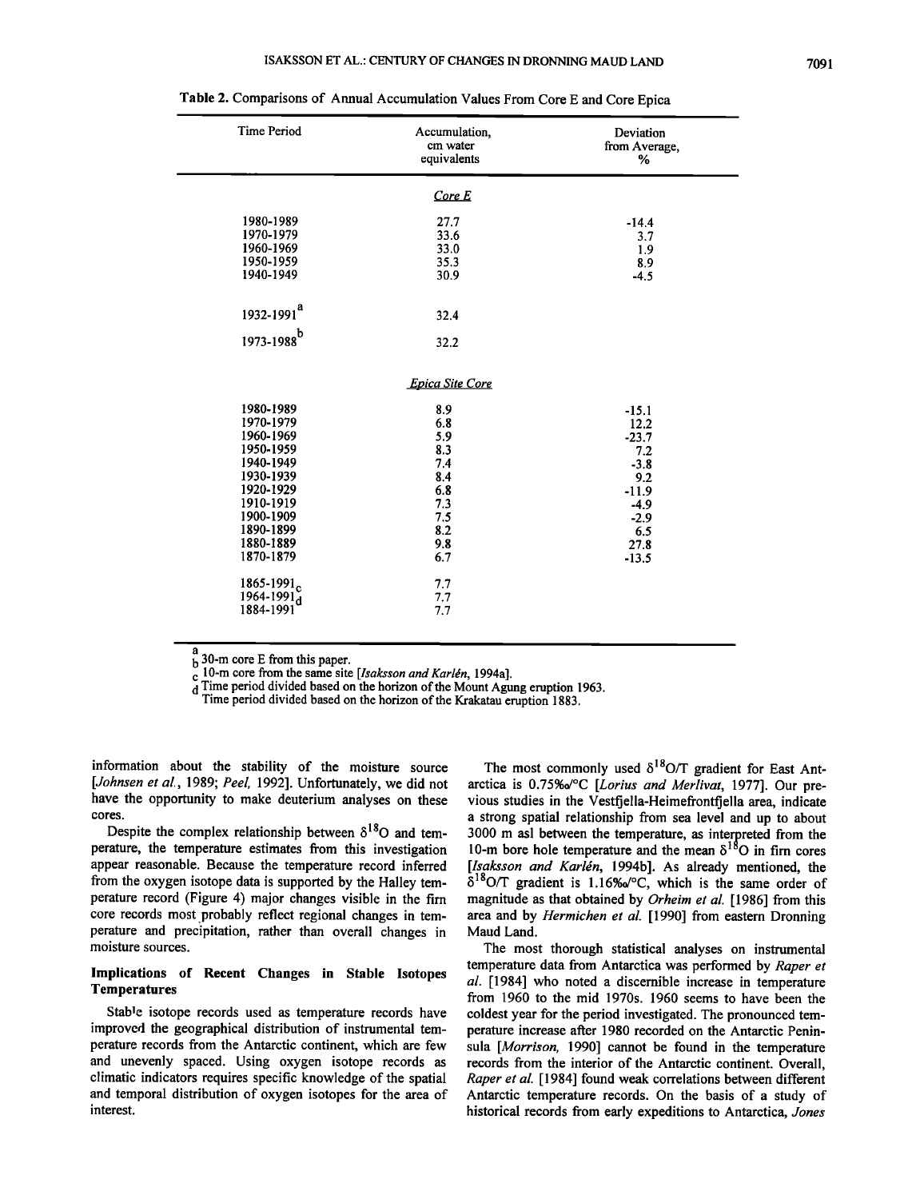Table 2. Comparisons of Annual Accumulation Values From Core E and Core Epica

| Time Period | Accumulation, cm water equivalents | Deviation from Average, % |
|---|---|---|
| | *Core E* | |
| 1980-1989 | 27.7 | -14.4 |
| 1970-1979 | 33.6 | 3.7 |
| 1960-1969 | 33.0 | 1.9 |
| 1950-1959 | 35.3 | 8.9 |
| 1940-1949 | 30.9 | -4.5 |
| 1932-1991[a] | 32.4 | |
| 1973-1988[b] | 32.2 | |
| | *Epica Site Core* | |
| 1980-1989 | 8.9 | -15.1 |
| 1970-1979 | 6.8 | 12.2 |
| 1960-1969 | 5.9 | -23.7 |
| 1950-1959 | 8.3 | 7.2 |
| 1940-1949 | 7.4 | -3.8 |
| 1930-1939 | 8.4 | 9.2 |
| 1920-1929 | 6.8 | -11.9 |
| 1910-1919 | 7.3 | -4.9 |
| 1900-1909 | 7.5 | -2.9 |
| 1890-1899 | 8.2 | 6.5 |
| 1880-1889 | 9.8 | 27.8 |
| 1870-1879 | 6.7 | -13.5 |
| 1865-1991[c] | 7.7 | |
| 1964-1991[d] | 7.7 | |
| 1884-1991 | 7.7 | |

[a] 30-m core E from this paper.
[b] 10-m core from the same site [*Isaksson and Karlén*, 1994a].
[c] Time period divided based on the horizon of the Mount Agung eruption 1963.
[d] Time period divided based on the horizon of the Krakatau eruption 1883.

information about the stability of the moisture source [*Johnsen et al.*, 1989; *Peel*, 1992]. Unfortunately, we did not have the opportunity to make deuterium analyses on these cores.

Despite the complex relationship between $\delta^{18}O$ and temperature, the temperature estimates from this investigation appear reasonable. Because the temperature record inferred from the oxygen isotope data is supported by the Halley temperature record (Figure 4) major changes visible in the firn core records most probably reflect regional changes in temperature and precipitation, rather than overall changes in moisture sources.

## Implications of Recent Changes in Stable Isotopes Temperatures

Stable isotope records used as temperature records have improved the geographical distribution of instrumental temperature records from the Antarctic continent, which are few and unevenly spaced. Using oxygen isotope records as climatic indicators requires specific knowledge of the spatial and temporal distribution of oxygen isotopes for the area of interest.

The most commonly used $\delta^{18}O/T$ gradient for East Antarctica is 0.75‰/°C [*Lorius and Merlivat*, 1977]. Our previous studies in the Vestfjella-Heimefrontfjella area, indicate a strong spatial relationship from sea level and up to about 3000 m asl between the temperature, as interpreted from the 10-m bore hole temperature and the mean $\delta^{18}O$ in firn cores [*Isaksson and Karlén*, 1994b]. As already mentioned, the $\delta^{18}O/T$ gradient is 1.16‰/°C, which is the same order of magnitude as that obtained by *Orheim et al.* [1986] from this area and by *Hermichen et al.* [1990] from eastern Dronning Maud Land.

The most thorough statistical analyses on instrumental temperature data from Antarctica was performed by *Raper et al.* [1984] who noted a discernible increase in temperature from 1960 to the mid 1970s. 1960 seems to have been the coldest year for the period investigated. The pronounced temperature increase after 1980 recorded on the Antarctic Peninsula [*Morrison*, 1990] cannot be found in the temperature records from the interior of the Antarctic continent. Overall, *Raper et al.* [1984] found weak correlations between different Antarctic temperature records. On the basis of a study of historical records from early expeditions to Antarctica, *Jones*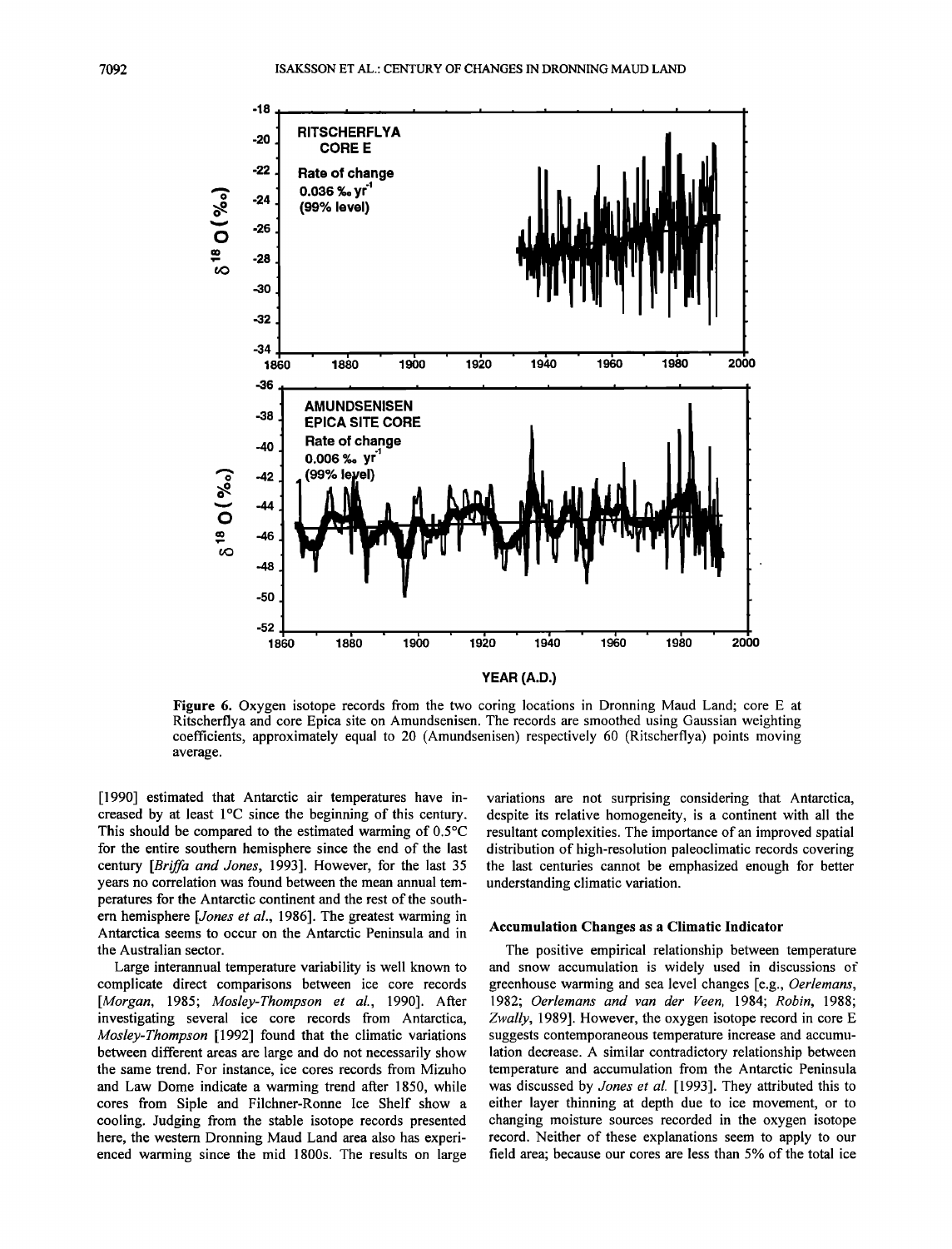Figure 6. Oxygen isotope records from the two coring locations in Dronning Maud Land; core E at Ritscherflya and core Epica site on Amundsenisen. The records are smoothed using Gaussian weighting coefficients, approximately equal to 20 (Amundsenisen) respectively 60 (Ritscherflya) points moving average.

[1990] estimated that Antarctic air temperatures have increased by at least 1°C since the beginning of this century. This should be compared to the estimated warming of 0.5°C for the entire southern hemisphere since the end of the last century [*Briffa and Jones*, 1993]. However, for the last 35 years no correlation was found between the mean annual temperatures for the Antarctic continent and the rest of the southern hemisphere [*Jones et al.*, 1986]. The greatest warming in Antarctica seems to occur on the Antarctic Peninsula and in the Australian sector.

Large interannual temperature variability is well known to complicate direct comparisons between ice core records [*Morgan*, 1985; *Mosley-Thompson et al.*, 1990]. After investigating several ice core records from Antarctica, *Mosley-Thompson* [1992] found that the climatic variations between different areas are large and do not necessarily show the same trend. For instance, ice cores records from Mizuho and Law Dome indicate a warming trend after 1850, while cores from Siple and Filchner-Ronne Ice Shelf show a cooling. Judging from the stable isotope records presented here, the western Dronning Maud Land area also has experienced warming since the mid 1800s. The results on large variations are not surprising considering that Antarctica, despite its relative homogeneity, is a continent with all the resultant complexities. The importance of an improved spatial distribution of high-resolution paleoclimatic records covering the last centuries cannot be emphasized enough for better understanding climatic variation.

### Accumulation Changes as a Climatic Indicator

The positive empirical relationship between temperature and snow accumulation is widely used in discussions of greenhouse warming and sea level changes [e.g., *Oerlemans*, 1982; *Oerlemans and van der Veen*, 1984; *Robin*, 1988; *Zwally*, 1989]. However, the oxygen isotope record in core E suggests contemporaneous temperature increase and accumulation decrease. A similar contradictory relationship between temperature and accumulation from the Antarctic Peninsula was discussed by *Jones et al.* [1993]. They attributed this to either layer thinning at depth due to ice movement, or to changing moisture sources recorded in the oxygen isotope record. Neither of these explanations seem to apply to our field area; because our cores are less than 5% of the total ice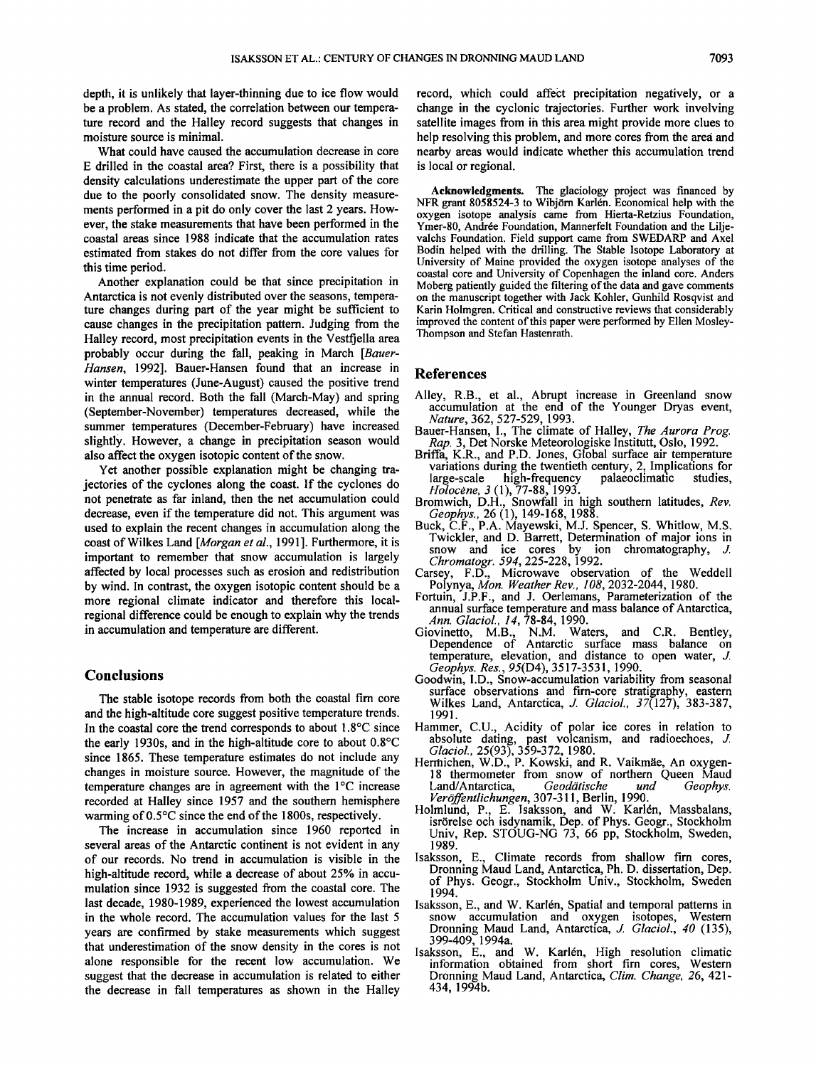depth, it is unlikely that layer-thinning due to ice flow would be a problem. As stated, the correlation between our temperature record and the Halley record suggests that changes in moisture source is minimal.

What could have caused the accumulation decrease in core E drilled in the coastal area? First, there is a possibility that density calculations underestimate the upper part of the core due to the poorly consolidated snow. The density measurements performed in a pit do only cover the last 2 years. However, the stake measurements that have been performed in the coastal areas since 1988 indicate that the accumulation rates estimated from stakes do not differ from the core values for this time period.

Another explanation could be that since precipitation in Antarctica is not evenly distributed over the seasons, temperature changes during part of the year might be sufficient to cause changes in the precipitation pattern. Judging from the Halley record, most precipitation events in the Vestfjella area probably occur during the fall, peaking in March [*Bauer-Hansen*, 1992]. Bauer-Hansen found that an increase in winter temperatures (June-August) caused the positive trend in the annual record. Both the fall (March-May) and spring (September-November) temperatures decreased, while the summer temperatures (December-February) have increased slightly. However, a change in precipitation season would also affect the oxygen isotopic content of the snow.

Yet another possible explanation might be changing trajectories of the cyclones along the coast. If the cyclones do not penetrate as far inland, then the net accumulation could decrease, even if the temperature did not. This argument was used to explain the recent changes in accumulation along the coast of Wilkes Land [*Morgan et al.*, 1991]. Furthermore, it is important to remember that snow accumulation is largely affected by local processes such as erosion and redistribution by wind. In contrast, the oxygen isotopic content should be a more regional climate indicator and therefore this local-regional difference could be enough to explain why the trends in accumulation and temperature are different.

## Conclusions

The stable isotope records from both the coastal firn core and the high-altitude core suggest positive temperature trends. In the coastal core the trend corresponds to about 1.8°C since the early 1930s, and in the high-altitude core to about 0.8°C since 1865. These temperature estimates do not include any changes in moisture source. However, the magnitude of the temperature changes are in agreement with the 1°C increase recorded at Halley since 1957 and the southern hemisphere warming of 0.5°C since the end of the 1800s, respectively.

The increase in accumulation since 1960 reported in several areas of the Antarctic continent is not evident in any of our records. No trend in accumulation is visible in the high-altitude record, while a decrease of about 25% in accumulation since 1932 is suggested from the coastal core. The last decade, 1980-1989, experienced the lowest accumulation in the whole record. The accumulation values for the last 5 years are confirmed by stake measurements which suggest that underestimation of the snow density in the cores is not alone responsible for the recent low accumulation. We suggest that the decrease in accumulation is related to either the decrease in fall temperatures as shown in the Halley record, which could affect precipitation negatively, or a change in the cyclonic trajectories. Further work involving satellite images from in this area might provide more clues to help resolving this problem, and more cores from the area and nearby areas would indicate whether this accumulation trend is local or regional.

**Acknowledgments.** The glaciology project was financed by NFR grant 8058524-3 to Wibjörn Karlén. Economical help with the oxygen isotope analysis came from Hierta-Retzius Foundation, Ymer-80, Andrée Foundation, Mannerfelt Foundation and the Liljevalchs Foundation. Field support came from SWEDARP and Axel Bodin helped with the drilling. The Stable Isotope Laboratory at University of Maine provided the oxygen isotope analyses of the coastal core and University of Copenhagen the inland core. Anders Moberg patiently guided the filtering of the data and gave comments on the manuscript together with Jack Kohler, Gunhild Rosqvist and Karin Holmgren. Critical and constructive reviews that considerably improved the content of this paper were performed by Ellen Mosley-Thompson and Stefan Hastenrath.

## References

Alley, R.B., et al., Abrupt increase in Greenland snow accumulation at the end of the Younger Dryas event, *Nature*, 362, 527-529, 1993.

Bauer-Hansen, I., The climate of Halley, *The Aurora Prog. Rap.* 3, Det Norske Meteorologiske Institutt, Oslo, 1992.

Briffa, K.R., and P.D. Jones, Global surface air temperature variations during the twentieth century, 2, Implications for large-scale high-frequency palaeoclimatic studies, *Holocène*, *3* (1), 77-88, 1993.

Bromwich, D.H., Snowfall in high southern latitudes, *Rev. Geophys.*, 26 (1), 149-168, 1988.

Buck, C.F., P.A. Mayewski, M.J. Spencer, S. Whitlow, M.S. Twickler, and D. Barrett, Determination of major ions in snow and ice cores by ion chromatography, *J. Chromatogr. 594*, 225-228, 1992.

Carsey, F.D., Microwave observation of the Weddell Polynya, *Mon. Weather Rev.*, *108*, 2032-2044, 1980.

Fortuin, J.P.F., and J. Oerlemans, Parameterization of the annual surface temperature and mass balance of Antarctica, *Ann. Glaciol.*, *14*, 78-84, 1990.

Giovinetto, M.B., N.M. Waters, and C.R. Bentley, Dependence of Antarctic surface mass balance on temperature, elevation, and distance to open water, *J. Geophys. Res.*, *95*(D4), 3517-3531, 1990.

Goodwin, I.D., Snow-accumulation variability from seasonal surface observations and firn-core stratigraphy, eastern Wilkes Land, Antarctica, *J. Glaciol.*, *37*(127), 383-387, 1991.

Hammer, C.U., Acidity of polar ice cores in relation to absolute dating, past volcanism, and radioechoes, *J. Glaciol.*, 25(93), 359-372, 1980.

Hermichen, W.D., P. Kowski, and R. Vaikmäe, An oxygen-18 thermometer from snow of northern Queen Maud Land/Antarctica, *Geodätische und Geophys. Veröffentlichungen*, 307-311, Berlin, 1990.

Holmlund, P., E. Isaksson, and W. Karlén, Massbalans, isrörelse och isdynamik, Dep. of Phys. Geogr., Stockholm Univ, Rep. STOUG-NG 73, 66 pp, Stockholm, Sweden, 1989.

Isaksson, E., Climate records from shallow firn cores, Dronning Maud Land, Antarctica, Ph. D. dissertation, Dep. of Phys. Geogr., Stockholm Univ., Stockholm, Sweden 1994.

Isaksson, E., and W. Karlén, Spatial and temporal patterns in snow accumulation and oxygen isotopes, Western Dronning Maud Land, Antarctica, *J. Glaciol.*, *40* (135), 399-409, 1994a.

Isaksson, E., and W. Karlén, High resolution climatic information obtained from short firn cores, Western Dronning Maud Land, Antarctica, *Clim. Change*, *26*, 421-434, 1994b.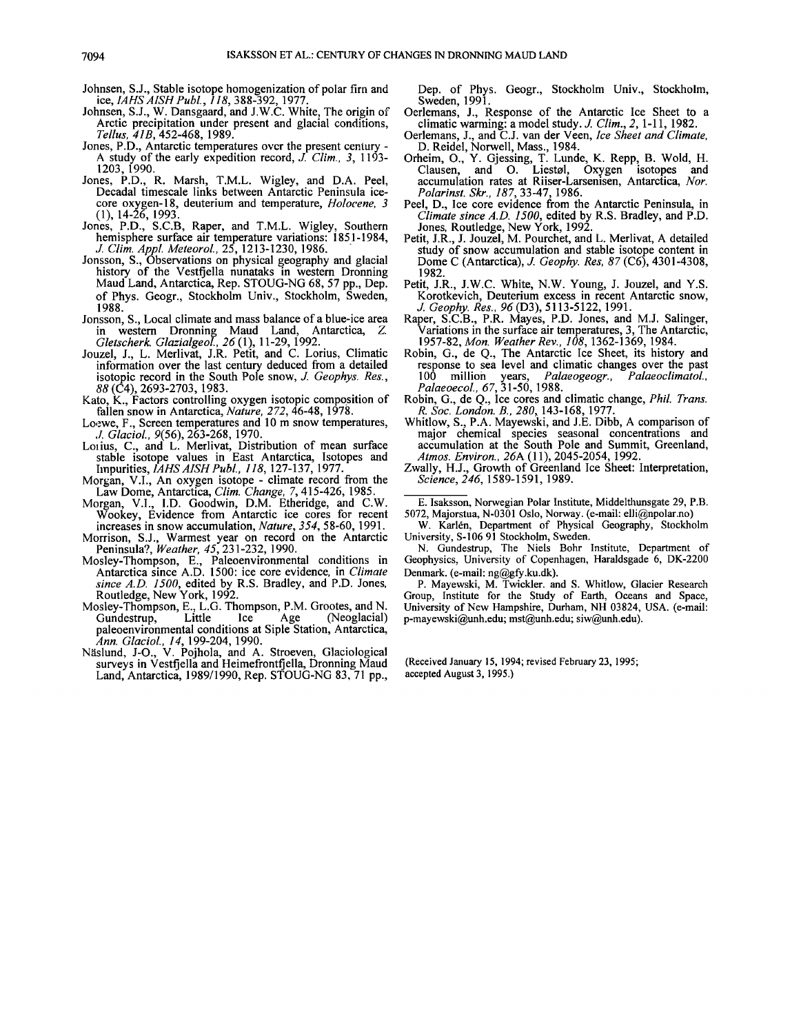Johnsen, S.J., Stable isotope homogenization of polar firn and ice, *IAHS AISH Publ., 118*, 388-392, 1977.

Johnsen, S.J., W. Dansgaard, and J.W.C. White, The origin of Arctic precipitation under present and glacial conditions, *Tellus, 41B*, 452-468, 1989.

Jones, P.D., Antarctic temperatures over the present century - A study of the early expedition record, *J. Clim., 3*, 1193-1203, 1990.

Jones, P.D., R. Marsh, T.M.L. Wigley, and D.A. Peel, Decadal timescale links between Antarctic Peninsula ice-core oxygen-18, deuterium and temperature, *Holocene, 3* (1), 14-26, 1993.

Jones, P.D., S.C.B, Raper, and T.M.L. Wigley, Southern hemisphere surface air temperature variations: 1851-1984, *J. Clim. Appl. Meteorol., 25*, 1213-1230, 1986.

Jonsson, S., Observations on physical geography and glacial history of the Vestfjella nunataks in western Dronning Maud Land, Antarctica, Rep. STOUG-NG 68, 57 pp., Dep. of Phys. Geogr., Stockholm Univ., Stockholm, Sweden, 1988.

Jonsson, S., Local climate and mass balance of a blue-ice area in western Dronning Maud Land, Antarctica, *Z. Gletscherk. Glazialgeol., 26* (1), 11-29, 1992.

Jouzel, J., L. Merlivat, J.R. Petit, and C. Lorius, Climatic information over the last century deduced from a detailed isotopic record in the South Pole snow, *J. Geophys. Res., 88* (C4), 2693-2703, 1983.

Kato, K., Factors controlling oxygen isotopic composition of fallen snow in Antarctica, *Nature, 272*, 46-48, 1978.

Loewe, F., Screen temperatures and 10 m snow temperatures, *J. Glaciol., 9*(56), 263-268, 1970.

Lorius, C., and L. Merlivat, Distribution of mean surface stable isotope values in East Antarctica, Isotopes and Impurities, *IAHS AISH Publ., 118*, 127-137, 1977.

Morgan, V.I., An oxygen isotope - climate record from the Law Dome, Antarctica, *Clim. Change, 7*, 415-426, 1985.

Morgan, V.I., I.D. Goodwin, D.M. Etheridge, and C.W. Wookey, Evidence from Antarctic ice cores for recent increases in snow accumulation, *Nature, 354*, 58-60, 1991.

Morrison, S.J., Warmest year on record on the Antarctic Peninsula?, *Weather, 45*, 231-232, 1990.

Mosley-Thompson, E., Paleoenvironmental conditions in Antarctica since A.D. 1500: ice core evidence, in *Climate since A.D. 1500*, edited by R.S. Bradley, and P.D. Jones, Routledge, New York, 1992.

Mosley-Thompson, E., L.G. Thompson, P.M. Grootes, and N. Gundestrup, Little Ice Age (Neoglacial) paleoenvironmental conditions at Siple Station, Antarctica, *Ann. Glaciol., 14*, 199-204, 1990.

Näslund, J-O., V. Pojhola, and A. Stroeven, Glaciological surveys in Vestfjella and Heimefrontfjella, Dronning Maud Land, Antarctica, 1989/1990, Rep. STOUG-NG 83, 71 pp., Dep. of Phys. Geogr., Stockholm Univ., Stockholm, Sweden, 1991.

Oerlemans, J., Response of the Antarctic Ice Sheet to a climatic warming: a model study. *J. Clim., 2*, 1-11, 1982.

Oerlemans, J., and C.J. van der Veen, *Ice Sheet and Climate*, D. Reidel, Norwell, Mass., 1984.

Orheim, O., Y. Gjessing, T. Lunde, K. Repp, B. Wold, H. Clausen, and O. Liestøl, Oxygen isotopes and accumulation rates at Riiser-Larsenisen, Antarctica, *Nor. Polarinst. Skr., 187*, 33-47, 1986.

Peel, D., Ice core evidence from the Antarctic Peninsula, in *Climate since A.D. 1500*, edited by R.S. Bradley, and P.D. Jones, Routledge, New York, 1992.

Petit, J.R., J. Jouzel, M. Pourchet, and L. Merlivat, A detailed study of snow accumulation and stable isotope content in Dome C (Antarctica), *J. Geophy. Res, 87* (C6), 4301-4308, 1982.

Petit, J.R., J.W.C. White, N.W. Young, J. Jouzel, and Y.S. Korotkevich, Deuterium excess in recent Antarctic snow, *J. Geophy. Res., 96* (D3), 5113-5122, 1991.

Raper, S.C.B., P.R. Mayes, P.D. Jones, and M.J. Salinger, Variations in the surface air temperatures, 3, The Antarctic, 1957-82, *Mon. Weather Rev., 108*, 1362-1369, 1984.

Robin, G., de Q., The Antarctic Ice Sheet, its history and response to sea level and climatic changes over the past 100 million years, *Palaeogeogr., Palaeoclimatol., Palaeoecol., 67*, 31-50, 1988.

Robin, G., de Q., Ice cores and climatic change, *Phil. Trans. R. Soc. London. B., 280*, 143-168, 1977.

Whitlow, S., P.A. Mayewski, and J.E. Dibb, A comparison of major chemical species seasonal concentrations and accumulation at the South Pole and Summit, Greenland, *Atmos. Environ., 26A* (11), 2045-2054, 1992.

Zwally, H.J., Growth of Greenland Ice Sheet: Interpretation, *Science, 246*, 1589-1591, 1989.

---

E. Isaksson, Norwegian Polar Institute, Middelthunsgate 29, P.B. 5072, Majorstua, N-0301 Oslo, Norway. (e-mail: elli@npolar.no)

W. Karlén, Department of Physical Geography, Stockholm University, S-106 91 Stockholm, Sweden.

N. Gundestrup, The Niels Bohr Institute, Department of Geophysics, University of Copenhagen, Haraldsgade 6, DK-2200 Denmark. (e-mail: ng@gfy.ku.dk).

P. Mayewski, M. Twickler. and S. Whitlow, Glacier Research Group, Institute for the Study of Earth, Oceans and Space, University of New Hampshire, Durham, NH 03824, USA. (e-mail: p-mayewski@unh.edu; mst@unh.edu; siw@unh.edu).

(Received January 15, 1994; revised February 23, 1995; accepted August 3, 1995.)